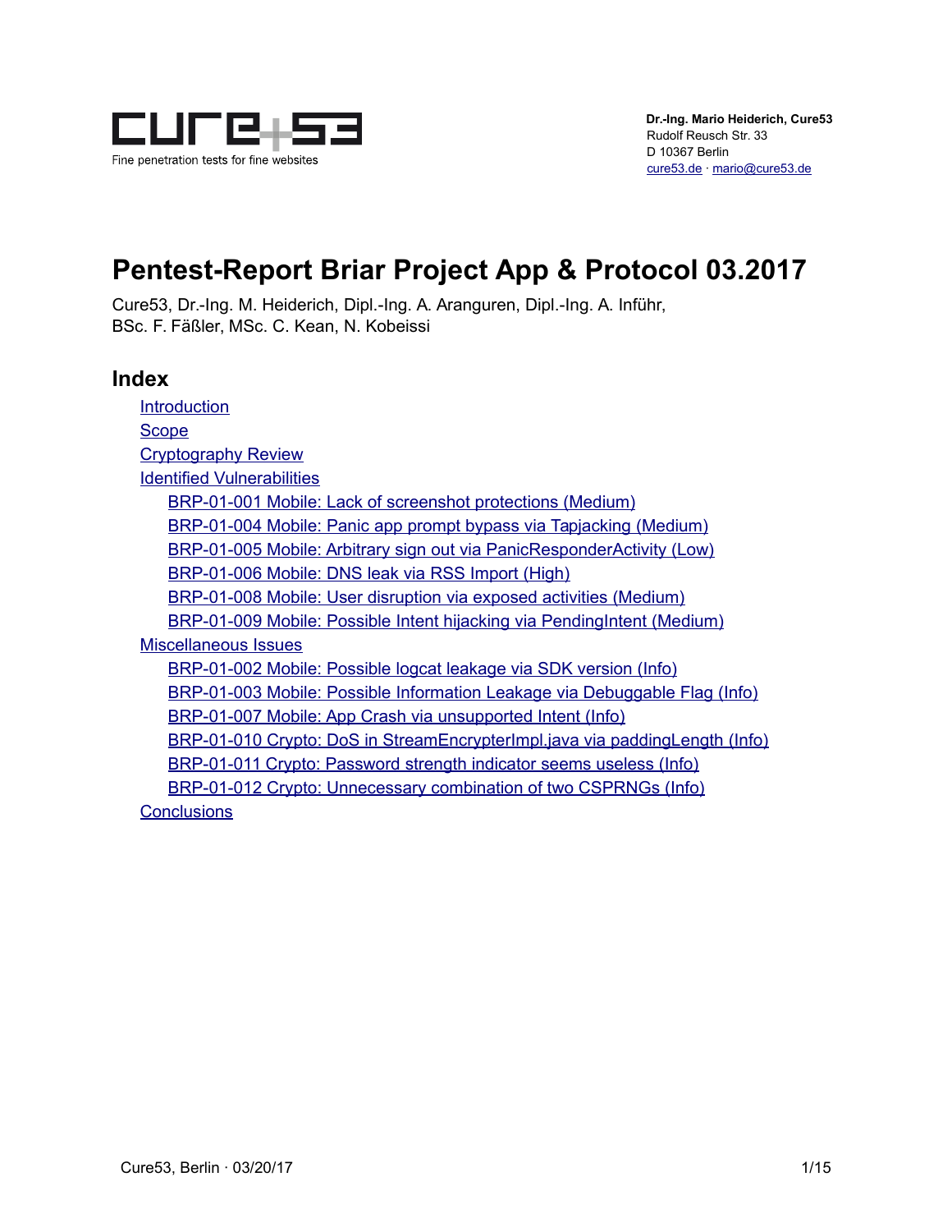**Dr.-Ing. Mario Heiderich, Cure53**
Rudolf Reusch Str. 33
D 10367 Berlin
cure53.de · mario@cure53.de

# Pentest-Report Briar Project App & Protocol 03.2017

Cure53, Dr.-Ing. M. Heiderich, Dipl.-Ing. A. Aranguren, Dipl.-Ing. A. Inführ, BSc. F. Fäßler, MSc. C. Kean, N. Kobeissi

## Index

- Introduction
- Scope
- Cryptography Review
- Identified Vulnerabilities
  - BRP-01-001 Mobile: Lack of screenshot protections (Medium)
  - BRP-01-004 Mobile: Panic app prompt bypass via Tapjacking (Medium)
  - BRP-01-005 Mobile: Arbitrary sign out via PanicResponderActivity (Low)
  - BRP-01-006 Mobile: DNS leak via RSS Import (High)
  - BRP-01-008 Mobile: User disruption via exposed activities (Medium)
  - BRP-01-009 Mobile: Possible Intent hijacking via PendingIntent (Medium)
- Miscellaneous Issues
  - BRP-01-002 Mobile: Possible logcat leakage via SDK version (Info)
  - BRP-01-003 Mobile: Possible Information Leakage via Debuggable Flag (Info)
  - BRP-01-007 Mobile: App Crash via unsupported Intent (Info)
  - BRP-01-010 Crypto: DoS in StreamEncrypterImpl.java via paddingLength (Info)
  - BRP-01-011 Crypto: Password strength indicator seems useless (Info)
  - BRP-01-012 Crypto: Unnecessary combination of two CSPRNGs (Info)
- Conclusions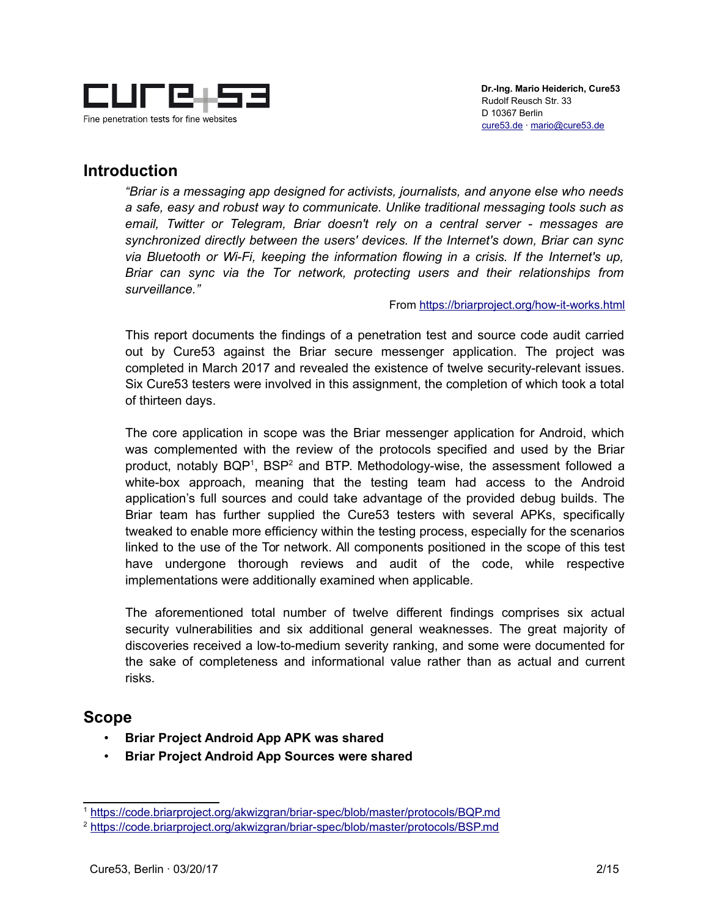## Introduction

*"Briar is a messaging app designed for activists, journalists, and anyone else who needs a safe, easy and robust way to communicate. Unlike traditional messaging tools such as email, Twitter or Telegram, Briar doesn't rely on a central server - messages are synchronized directly between the users' devices. If the Internet's down, Briar can sync via Bluetooth or Wi-Fi, keeping the information flowing in a crisis. If the Internet's up, Briar can sync via the Tor network, protecting users and their relationships from surveillance."*

From https://briarproject.org/how-it-works.html

This report documents the findings of a penetration test and source code audit carried out by Cure53 against the Briar secure messenger application. The project was completed in March 2017 and revealed the existence of twelve security-relevant issues. Six Cure53 testers were involved in this assignment, the completion of which took a total of thirteen days.

The core application in scope was the Briar messenger application for Android, which was complemented with the review of the protocols specified and used by the Briar product, notably BQP[1], BSP[2] and BTP. Methodology-wise, the assessment followed a white-box approach, meaning that the testing team had access to the Android application's full sources and could take advantage of the provided debug builds. The Briar team has further supplied the Cure53 testers with several APKs, specifically tweaked to enable more efficiency within the testing process, especially for the scenarios linked to the use of the Tor network. All components positioned in the scope of this test have undergone thorough reviews and audit of the code, while respective implementations were additionally examined when applicable.

The aforementioned total number of twelve different findings comprises six actual security vulnerabilities and six additional general weaknesses. The great majority of discoveries received a low-to-medium severity ranking, and some were documented for the sake of completeness and informational value rather than as actual and current risks.

## Scope

- **Briar Project Android App APK was shared**
- **Briar Project Android App Sources were shared**

[1] https://code.briarproject.org/akwizgran/briar-spec/blob/master/protocols/BQP.md

[2] https://code.briarproject.org/akwizgran/briar-spec/blob/master/protocols/BSP.md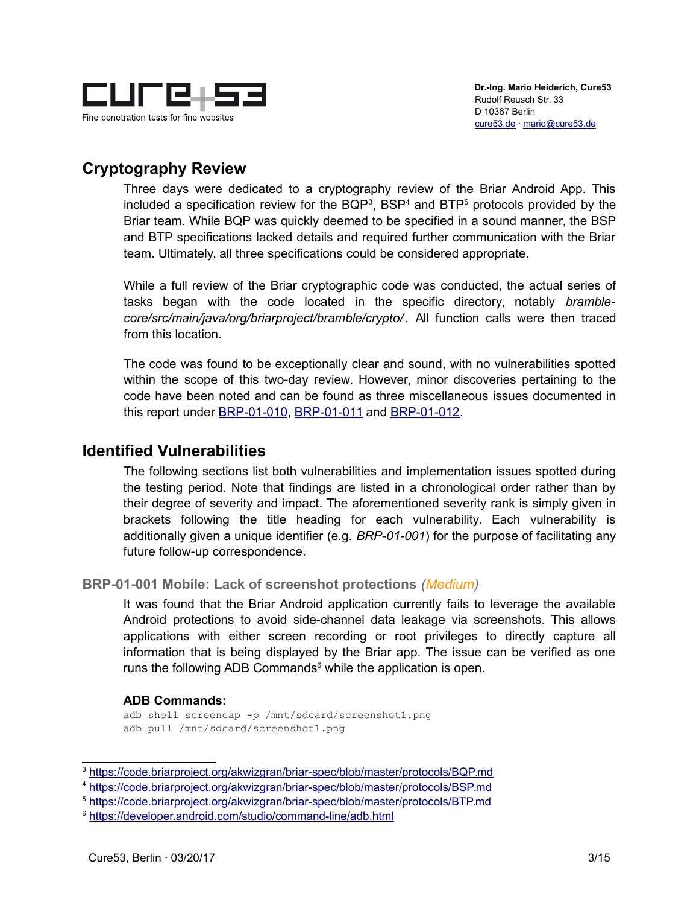## Cryptography Review

Three days were dedicated to a cryptography review of the Briar Android App. This included a specification review for the BQP[3], BSP[4] and BTP[5] protocols provided by the Briar team. While BQP was quickly deemed to be specified in a sound manner, the BSP and BTP specifications lacked details and required further communication with the Briar team. Ultimately, all three specifications could be considered appropriate.

While a full review of the Briar cryptographic code was conducted, the actual series of tasks began with the code located in the specific directory, notably *bramble-core/src/main/java/org/briarproject/bramble/crypto/*. All function calls were then traced from this location.

The code was found to be exceptionally clear and sound, with no vulnerabilities spotted within the scope of this two-day review. However, minor discoveries pertaining to the code have been noted and can be found as three miscellaneous issues documented in this report under BRP-01-010, BRP-01-011 and BRP-01-012.

## Identified Vulnerabilities

The following sections list both vulnerabilities and implementation issues spotted during the testing period. Note that findings are listed in a chronological order rather than by their degree of severity and impact. The aforementioned severity rank is simply given in brackets following the title heading for each vulnerability. Each vulnerability is additionally given a unique identifier (e.g. *BRP-01-001*) for the purpose of facilitating any future follow-up correspondence.

### BRP-01-001 Mobile: Lack of screenshot protections *(Medium)*

It was found that the Briar Android application currently fails to leverage the available Android protections to avoid side-channel data leakage via screenshots. This allows applications with either screen recording or root privileges to directly capture all information that is being displayed by the Briar app. The issue can be verified as one runs the following ADB Commands[6] while the application is open.

**ADB Commands:**

```
adb shell screencap -p /mnt/sdcard/screenshot1.png
adb pull /mnt/sdcard/screenshot1.png
```

---

[3] https://code.briarproject.org/akwizgran/briar-spec/blob/master/protocols/BQP.md

[4] https://code.briarproject.org/akwizgran/briar-spec/blob/master/protocols/BSP.md

[5] https://code.briarproject.org/akwizgran/briar-spec/blob/master/protocols/BTP.md

[6] https://developer.android.com/studio/command-line/adb.html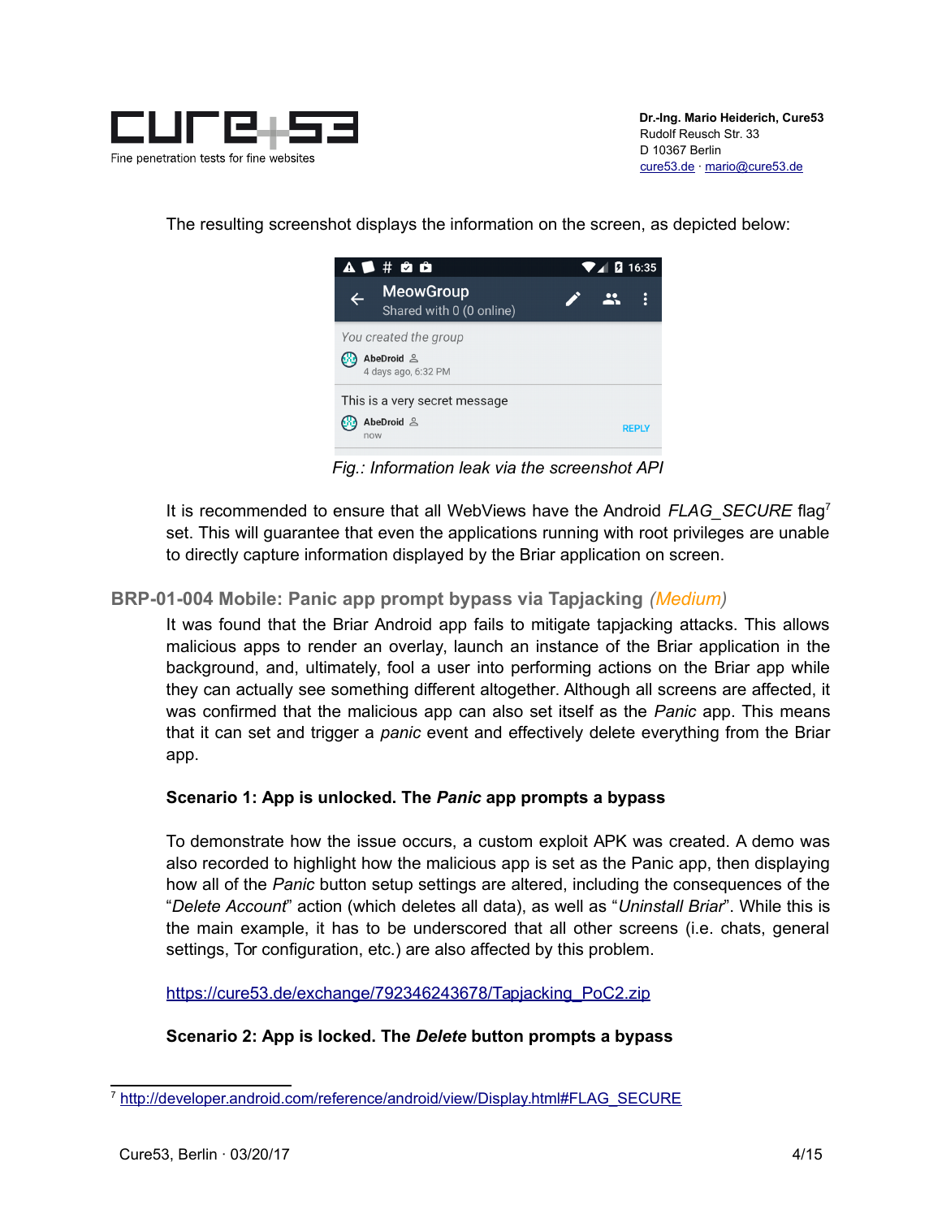The resulting screenshot displays the information on the screen, as depicted below:

Fig.: Information leak via the screenshot API

It is recommended to ensure that all WebViews have the Android *FLAG_SECURE* flag[7] set. This will guarantee that even the applications running with root privileges are unable to directly capture information displayed by the Briar application on screen.

## BRP-01-004 Mobile: Panic app prompt bypass via Tapjacking *(Medium)*

It was found that the Briar Android app fails to mitigate tapjacking attacks. This allows malicious apps to render an overlay, launch an instance of the Briar application in the background, and, ultimately, fool a user into performing actions on the Briar app while they can actually see something different altogether. Although all screens are affected, it was confirmed that the malicious app can also set itself as the *Panic* app. This means that it can set and trigger a *panic* event and effectively delete everything from the Briar app.

**Scenario 1: App is unlocked. The *Panic* app prompts a bypass**

To demonstrate how the issue occurs, a custom exploit APK was created. A demo was also recorded to highlight how the malicious app is set as the Panic app, then displaying how all of the *Panic* button setup settings are altered, including the consequences of the "*Delete Account*" action (which deletes all data), as well as "*Uninstall Briar*". While this is the main example, it has to be underscored that all other screens (i.e. chats, general settings, Tor configuration, etc.) are also affected by this problem.

https://cure53.de/exchange/792346243678/Tapjacking_PoC2.zip

**Scenario 2: App is locked. The *Delete* button prompts a bypass**

[7] http://developer.android.com/reference/android/view/Display.html#FLAG_SECURE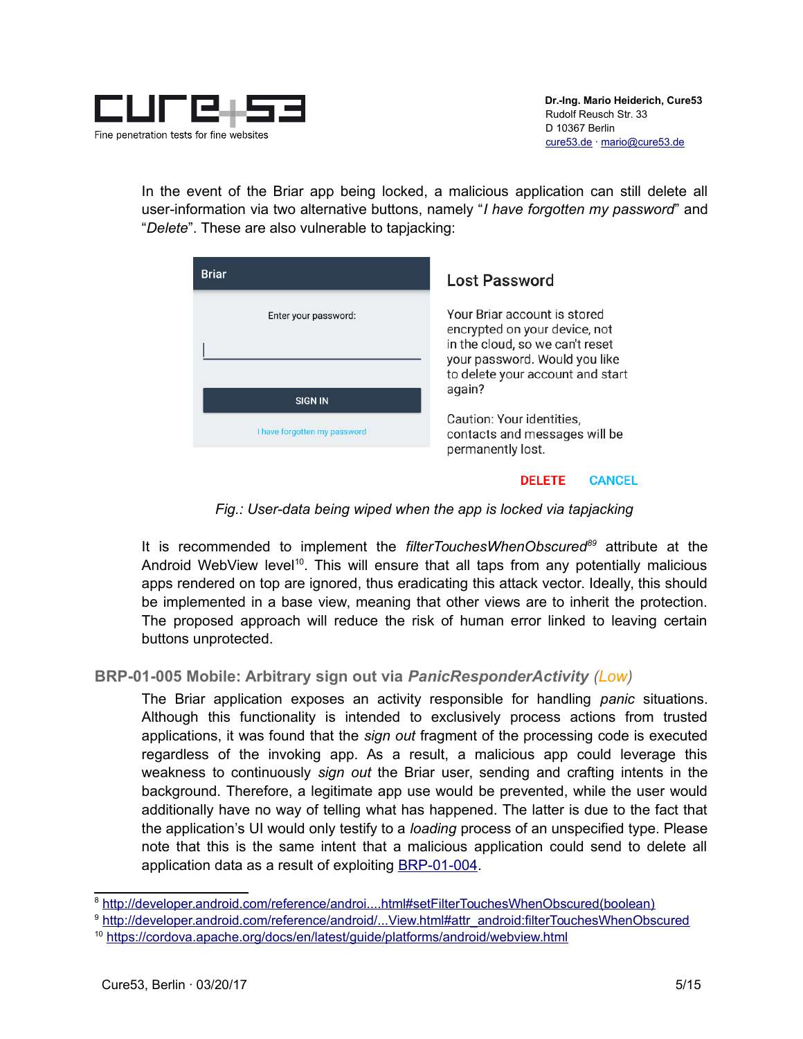In the event of the Briar app being locked, a malicious application can still delete all user-information via two alternative buttons, namely "*I have forgotten my password*" and "*Delete*". These are also vulnerable to tapjacking:

*Fig.: User-data being wiped when the app is locked via tapjacking*

It is recommended to implement the *filterTouchesWhenObscured*[8][9] attribute at the Android WebView level[10]. This will ensure that all taps from any potentially malicious apps rendered on top are ignored, thus eradicating this attack vector. Ideally, this should be implemented in a base view, meaning that other views are to inherit the protection. The proposed approach will reduce the risk of human error linked to leaving certain buttons unprotected.

### BRP-01-005 Mobile: Arbitrary sign out via *PanicResponderActivity* (*Low*)

The Briar application exposes an activity responsible for handling *panic* situations. Although this functionality is intended to exclusively process actions from trusted applications, it was found that the *sign out* fragment of the processing code is executed regardless of the invoking app. As a result, a malicious app could leverage this weakness to continuously *sign out* the Briar user, sending and crafting intents in the background. Therefore, a legitimate app use would be prevented, while the user would additionally have no way of telling what has happened. The latter is due to the fact that the application's UI would only testify to a *loading* process of an unspecified type. Please note that this is the same intent that a malicious application could send to delete all application data as a result of exploiting BRP-01-004.

---

[8] http://developer.android.com/reference/androi....html#setFilterTouchesWhenObscured(boolean)

[9] http://developer.android.com/reference/android/...View.html#attr_android:filterTouchesWhenObscured

[10] https://cordova.apache.org/docs/en/latest/guide/platforms/android/webview.html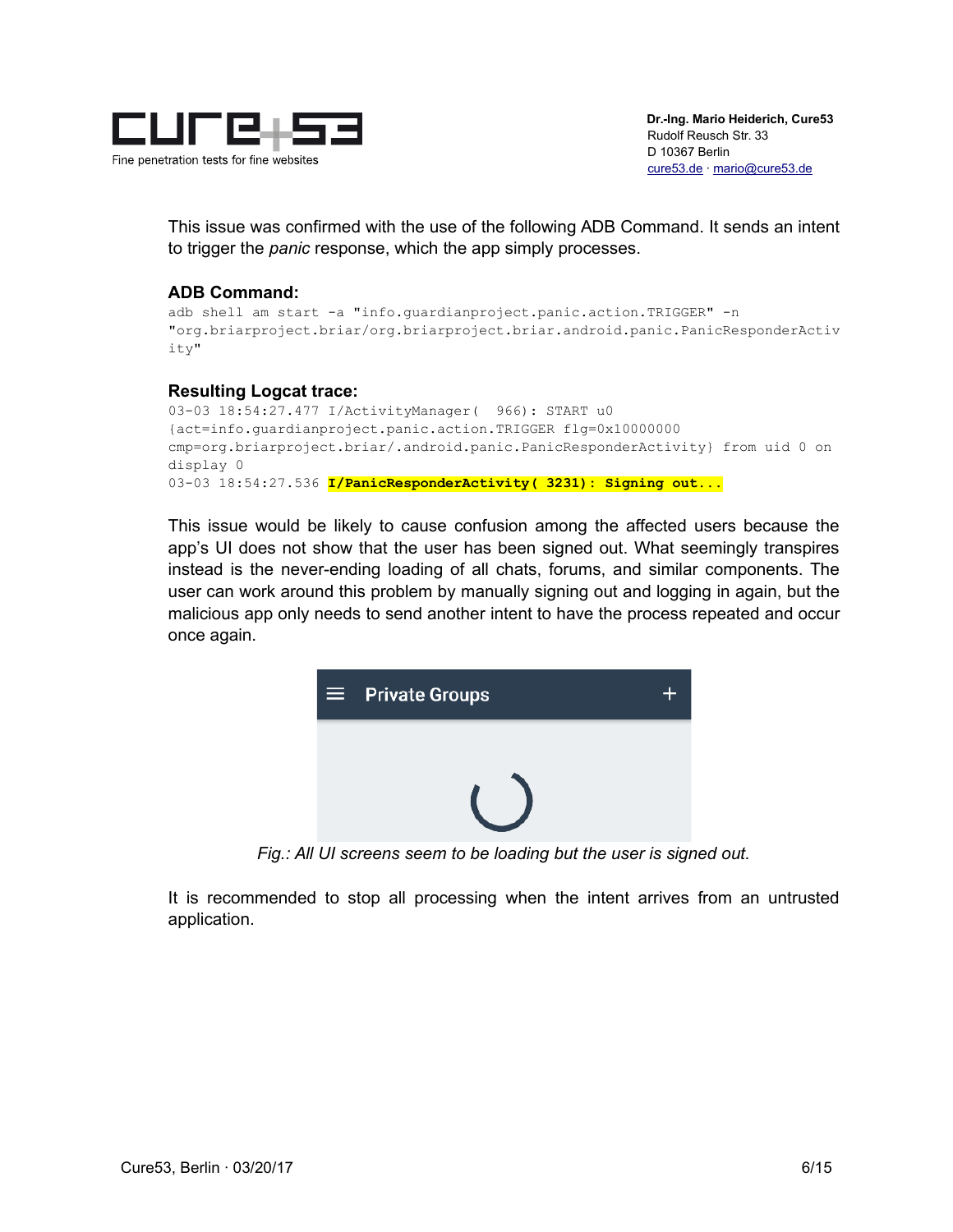This issue was confirmed with the use of the following ADB Command. It sends an intent to trigger the *panic* response, which the app simply processes.

**ADB Command:**

```
adb shell am start -a "info.guardianproject.panic.action.TRIGGER" -n
"org.briarproject.briar/org.briarproject.briar.android.panic.PanicResponderActiv
ity"
```

**Resulting Logcat trace:**

```
03-03 18:54:27.477 I/ActivityManager(  966): START u0
{act=info.guardianproject.panic.action.TRIGGER flg=0x10000000
cmp=org.briarproject.briar/.android.panic.PanicResponderActivity} from uid 0 on
display 0
03-03 18:54:27.536 I/PanicResponderActivity( 3231): Signing out...
```

This issue would be likely to cause confusion among the affected users because the app's UI does not show that the user has been signed out. What seemingly transpires instead is the never-ending loading of all chats, forums, and similar components. The user can work around this problem by manually signing out and logging in again, but the malicious app only needs to send another intent to have the process repeated and occur once again.

*Fig.: All UI screens seem to be loading but the user is signed out.*

It is recommended to stop all processing when the intent arrives from an untrusted application.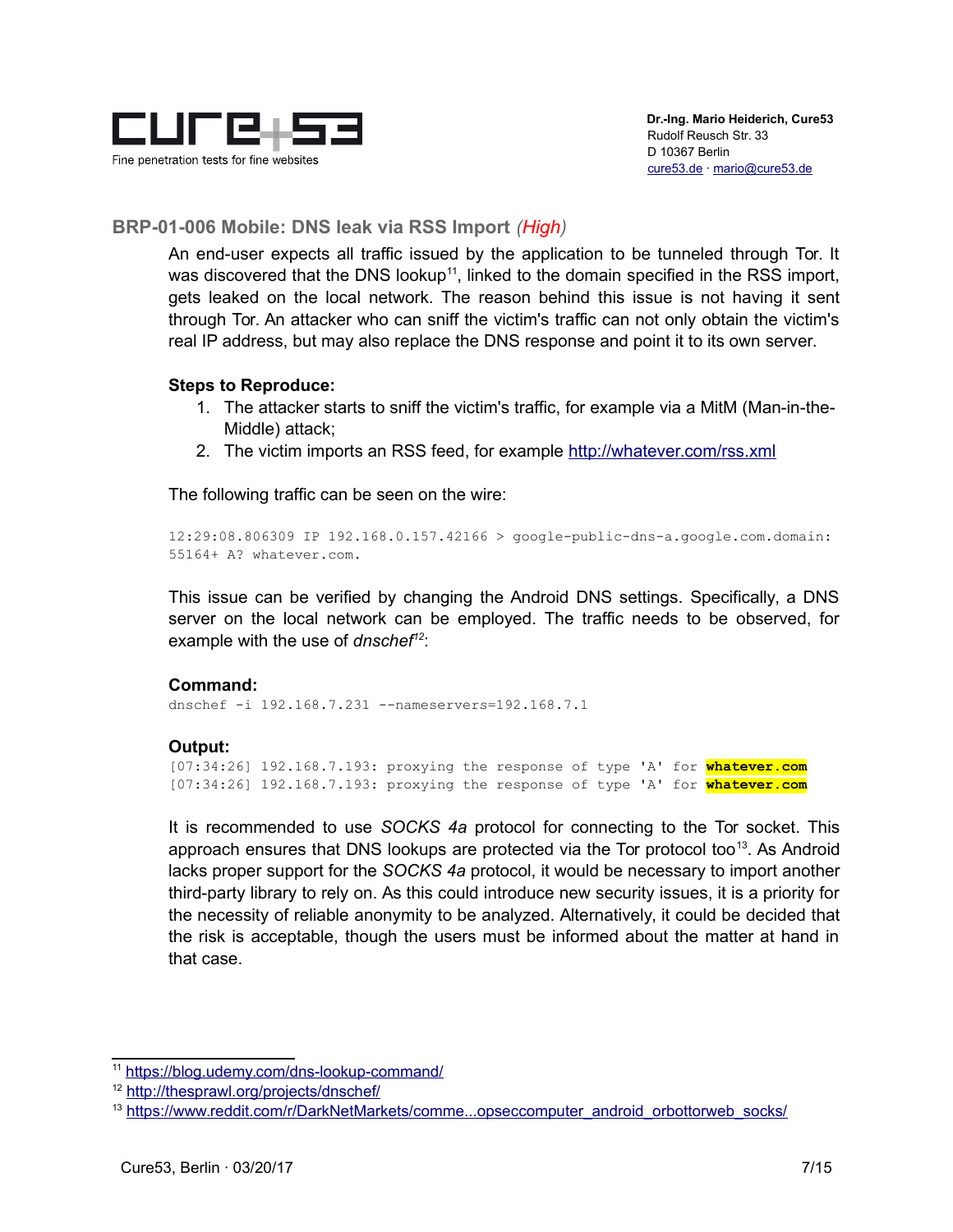### BRP-01-006 Mobile: DNS leak via RSS Import *(High)*

An end-user expects all traffic issued by the application to be tunneled through Tor. It was discovered that the DNS lookup[11], linked to the domain specified in the RSS import, gets leaked on the local network. The reason behind this issue is not having it sent through Tor. An attacker who can sniff the victim's traffic can not only obtain the victim's real IP address, but may also replace the DNS response and point it to its own server.

**Steps to Reproduce:**

1. The attacker starts to sniff the victim's traffic, for example via a MitM (Man-in-the-Middle) attack;
2. The victim imports an RSS feed, for example http://whatever.com/rss.xml

The following traffic can be seen on the wire:

```
12:29:08.806309 IP 192.168.0.157.42166 > google-public-dns-a.google.com.domain:
55164+ A? whatever.com.
```

This issue can be verified by changing the Android DNS settings. Specifically, a DNS server on the local network can be employed. The traffic needs to be observed, for example with the use of *dnschef*[12]:

**Command:**

```
dnschef -i 192.168.7.231 --nameservers=192.168.7.1
```

**Output:**

```
[07:34:26] 192.168.7.193: proxying the response of type 'A' for whatever.com
[07:34:26] 192.168.7.193: proxying the response of type 'A' for whatever.com
```

It is recommended to use *SOCKS 4a* protocol for connecting to the Tor socket. This approach ensures that DNS lookups are protected via the Tor protocol too[13]. As Android lacks proper support for the *SOCKS 4a* protocol, it would be necessary to import another third-party library to rely on. As this could introduce new security issues, it is a priority for the necessity of reliable anonymity to be analyzed. Alternatively, it could be decided that the risk is acceptable, though the users must be informed about the matter at hand in that case.

---

[11] https://blog.udemy.com/dns-lookup-command/

[12] http://thesprawl.org/projects/dnschef/

[13] https://www.reddit.com/r/DarkNetMarkets/comme...opseccomputer_android_orbottorweb_socks/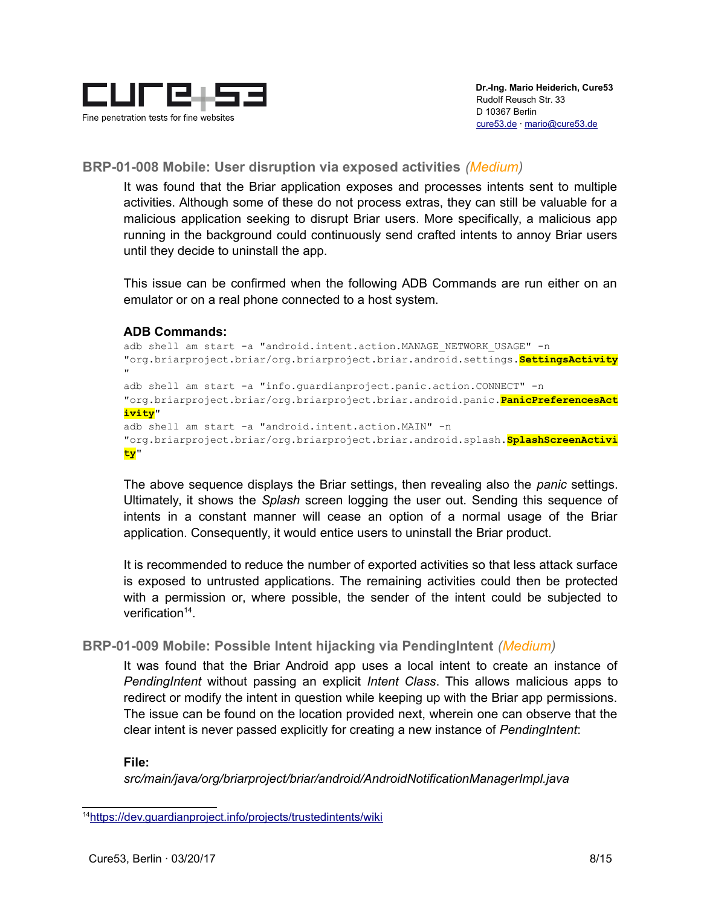### BRP-01-008 Mobile: User disruption via exposed activities *(Medium)*

It was found that the Briar application exposes and processes intents sent to multiple activities. Although some of these do not process extras, they can still be valuable for a malicious application seeking to disrupt Briar users. More specifically, a malicious app running in the background could continuously send crafted intents to annoy Briar users until they decide to uninstall the app.

This issue can be confirmed when the following ADB Commands are run either on an emulator or on a real phone connected to a host system.

**ADB Commands:**

```
adb shell am start -a "android.intent.action.MANAGE_NETWORK_USAGE" -n
"org.briarproject.briar/org.briarproject.briar.android.settings.SettingsActivity
"
adb shell am start -a "info.guardianproject.panic.action.CONNECT" -n
"org.briarproject.briar/org.briarproject.briar.android.panic.PanicPreferencesAct
ivity"
adb shell am start -a "android.intent.action.MAIN" -n
"org.briarproject.briar/org.briarproject.briar.android.splash.SplashScreenActivi
ty"
```

The above sequence displays the Briar settings, then revealing also the *panic* settings. Ultimately, it shows the *Splash* screen logging the user out. Sending this sequence of intents in a constant manner will cease an option of a normal usage of the Briar application. Consequently, it would entice users to uninstall the Briar product.

It is recommended to reduce the number of exported activities so that less attack surface is exposed to untrusted applications. The remaining activities could then be protected with a permission or, where possible, the sender of the intent could be subjected to verification[14].

### BRP-01-009 Mobile: Possible Intent hijacking via PendingIntent *(Medium)*

It was found that the Briar Android app uses a local intent to create an instance of *PendingIntent* without passing an explicit *Intent Class*. This allows malicious apps to redirect or modify the intent in question while keeping up with the Briar app permissions. The issue can be found on the location provided next, wherein one can observe that the clear intent is never passed explicitly for creating a new instance of *PendingIntent*:

**File:**

*src/main/java/org/briarproject/briar/android/AndroidNotificationManagerImpl.java*

---

[14] https://dev.guardianproject.info/projects/trustedintents/wiki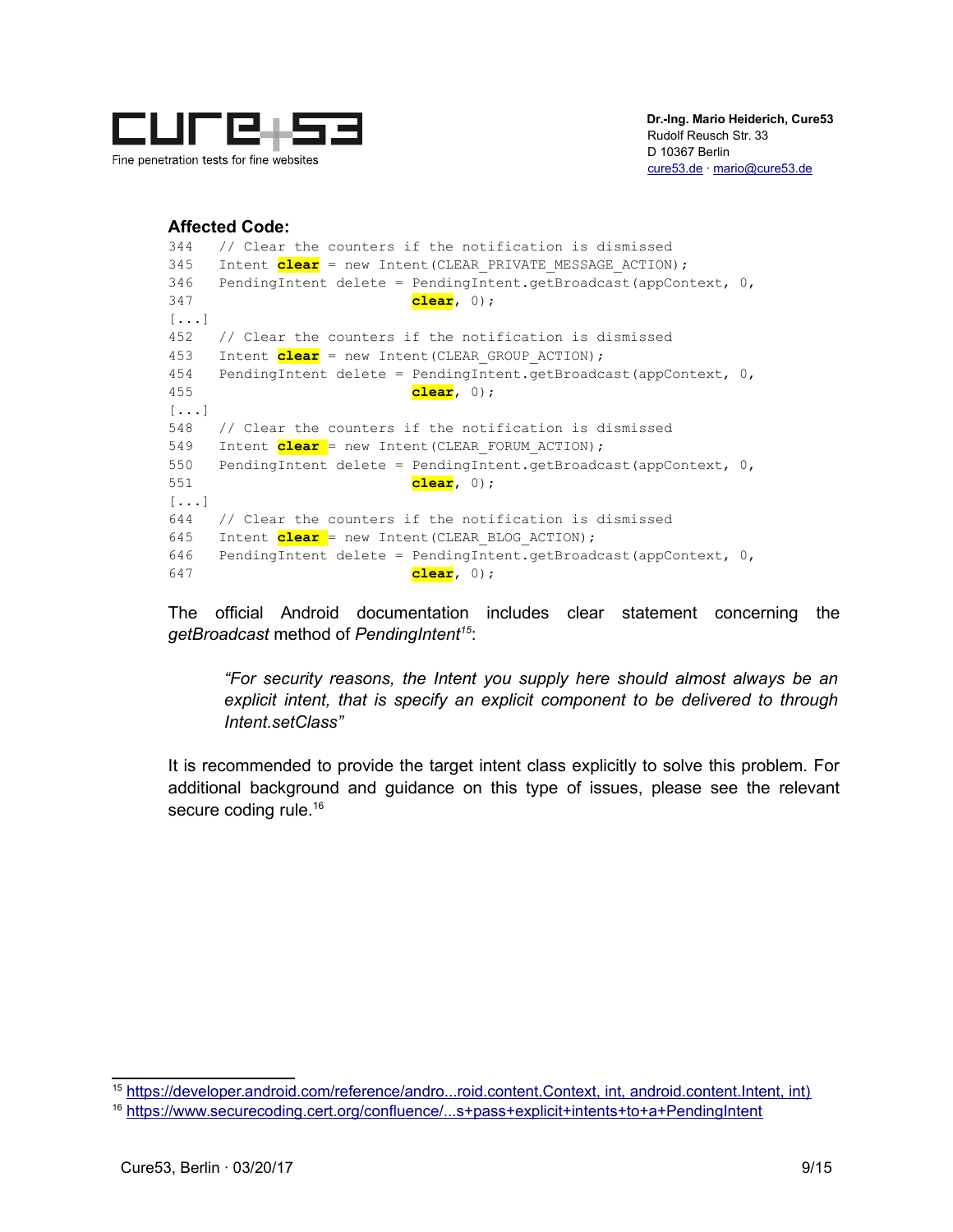**Affected Code:**

```
344   // Clear the counters if the notification is dismissed
345   Intent clear = new Intent(CLEAR_PRIVATE_MESSAGE_ACTION);
346   PendingIntent delete = PendingIntent.getBroadcast(appContext, 0,
347                           clear, 0);
[...]
452   // Clear the counters if the notification is dismissed
453   Intent clear = new Intent(CLEAR_GROUP_ACTION);
454   PendingIntent delete = PendingIntent.getBroadcast(appContext, 0,
455                           clear, 0);
[...]
548   // Clear the counters if the notification is dismissed
549   Intent clear = new Intent(CLEAR_FORUM_ACTION);
550   PendingIntent delete = PendingIntent.getBroadcast(appContext, 0,
551                           clear, 0);
[...]
644   // Clear the counters if the notification is dismissed
645   Intent clear = new Intent(CLEAR_BLOG_ACTION);
646   PendingIntent delete = PendingIntent.getBroadcast(appContext, 0,
647                           clear, 0);
```

The official Android documentation includes clear statement concerning the *getBroadcast* method of *PendingIntent*[15]:

> *"For security reasons, the Intent you supply here should almost always be an explicit intent, that is specify an explicit component to be delivered to through Intent.setClass"*

It is recommended to provide the target intent class explicitly to solve this problem. For additional background and guidance on this type of issues, please see the relevant secure coding rule.[16]

---

[15] https://developer.android.com/reference/andro...roid.content.Context, int, android.content.Intent, int)

[16] https://www.securecoding.cert.org/confluence/...s+pass+explicit+intents+to+a+PendingIntent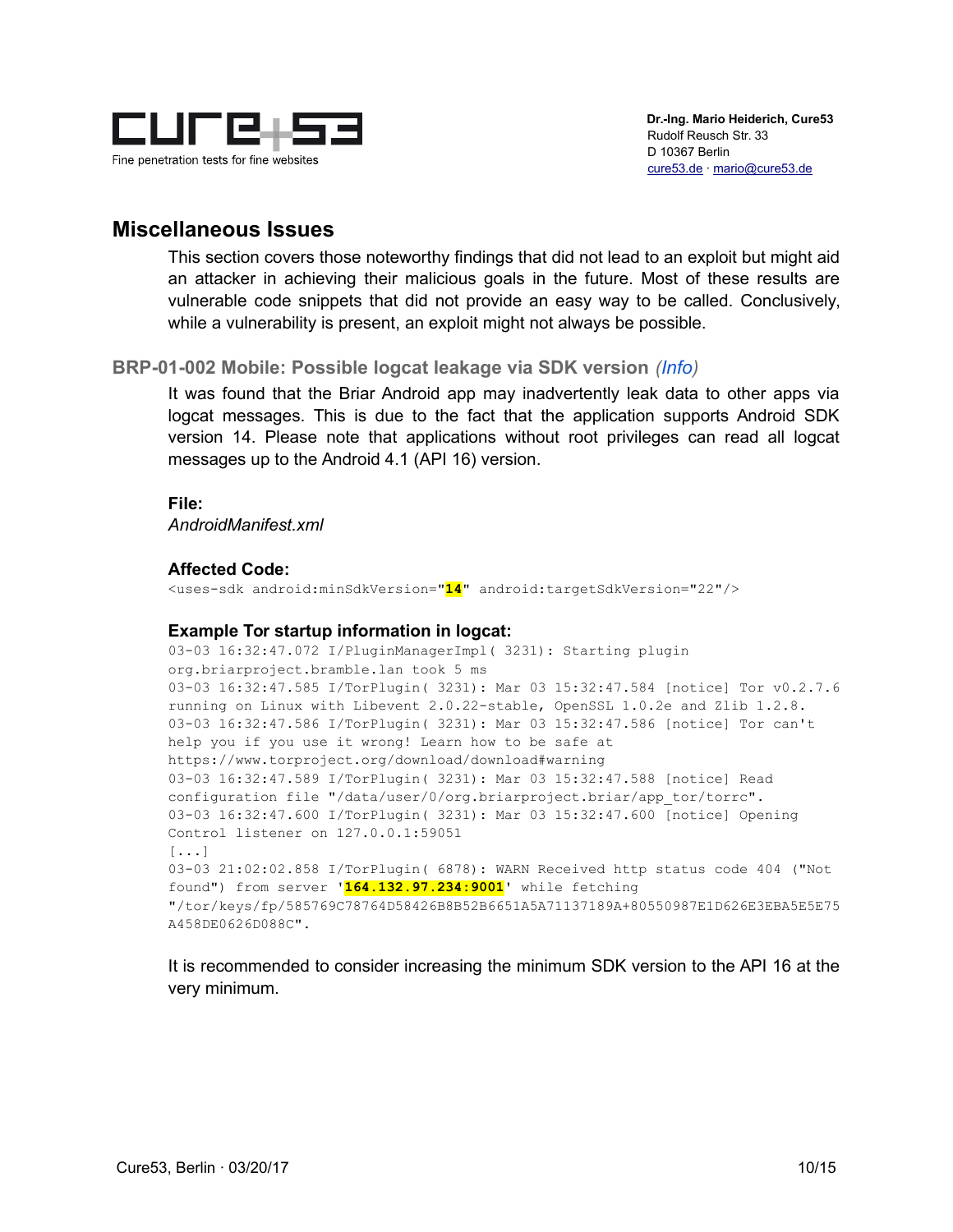## Miscellaneous Issues

This section covers those noteworthy findings that did not lead to an exploit but might aid an attacker in achieving their malicious goals in the future. Most of these results are vulnerable code snippets that did not provide an easy way to be called. Conclusively, while a vulnerability is present, an exploit might not always be possible.

### BRP-01-002 Mobile: Possible logcat leakage via SDK version *(Info)*

It was found that the Briar Android app may inadvertently leak data to other apps via logcat messages. This is due to the fact that the application supports Android SDK version 14. Please note that applications without root privileges can read all logcat messages up to the Android 4.1 (API 16) version.

**File:**

*AndroidManifest.xml*

**Affected Code:**

```
<uses-sdk android:minSdkVersion="14" android:targetSdkVersion="22"/>
```

**Example Tor startup information in logcat:**

```
03-03 16:32:47.072 I/PluginManagerImpl( 3231): Starting plugin
org.briarproject.bramble.lan took 5 ms
03-03 16:32:47.585 I/TorPlugin( 3231): Mar 03 15:32:47.584 [notice] Tor v0.2.7.6
running on Linux with Libevent 2.0.22-stable, OpenSSL 1.0.2e and Zlib 1.2.8.
03-03 16:32:47.586 I/TorPlugin( 3231): Mar 03 15:32:47.586 [notice] Tor can't
help you if you use it wrong! Learn how to be safe at
https://www.torproject.org/download/download#warning
03-03 16:32:47.589 I/TorPlugin( 3231): Mar 03 15:32:47.588 [notice] Read
configuration file "/data/user/0/org.briarproject.briar/app_tor/torrc".
03-03 16:32:47.600 I/TorPlugin( 3231): Mar 03 15:32:47.600 [notice] Opening
Control listener on 127.0.0.1:59051
[...]
03-03 21:02:02.858 I/TorPlugin( 6878): WARN Received http status code 404 ("Not
found") from server '164.132.97.234:9001' while fetching
"/tor/keys/fp/585769C78764D58426B8B52B6651A5A71137189A+80550987E1D626E3EBA5E5E75
A458DE0626D088C".
```

It is recommended to consider increasing the minimum SDK version to the API 16 at the very minimum.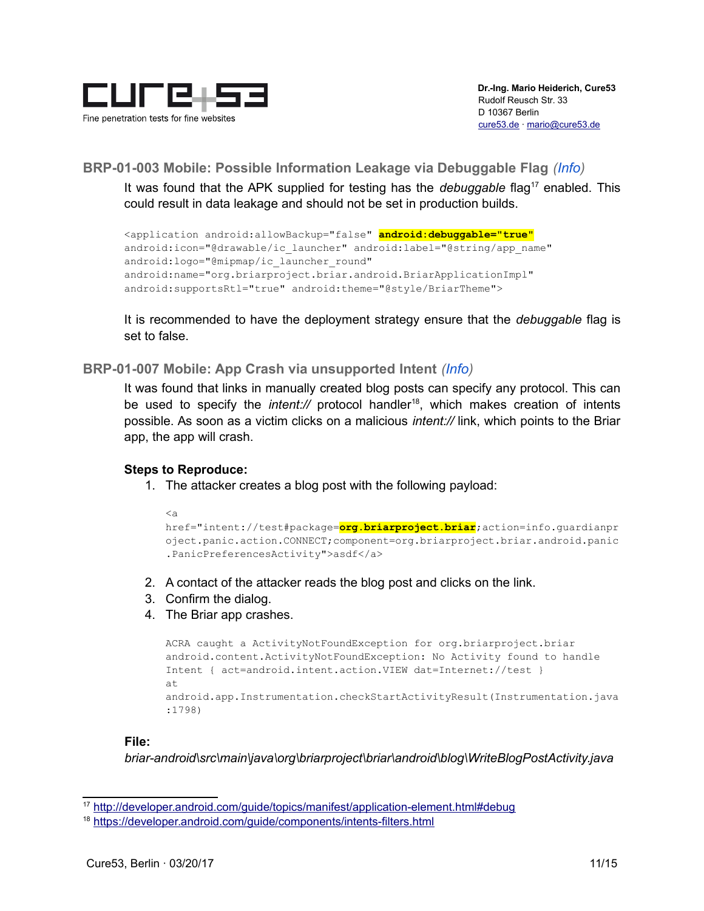### BRP-01-003 Mobile: Possible Information Leakage via Debuggable Flag *(Info)*

It was found that the APK supplied for testing has the *debuggable* flag[17] enabled. This could result in data leakage and should not be set in production builds.

```
<application android:allowBackup="false" android:debuggable="true"
android:icon="@drawable/ic_launcher" android:label="@string/app_name"
android:logo="@mipmap/ic_launcher_round"
android:name="org.briarproject.briar.android.BriarApplicationImpl"
android:supportsRtl="true" android:theme="@style/BriarTheme">
```

It is recommended to have the deployment strategy ensure that the *debuggable* flag is set to false.

### BRP-01-007 Mobile: App Crash via unsupported Intent *(Info)*

It was found that links in manually created blog posts can specify any protocol. This can be used to specify the *intent://* protocol handler[18], which makes creation of intents possible. As soon as a victim clicks on a malicious *intent://* link, which points to the Briar app, the app will crash.

**Steps to Reproduce:**

1. The attacker creates a blog post with the following payload:

```
<a
href="intent://test#package=org.briarproject.briar;action=info.guardianpr
oject.panic.action.CONNECT;component=org.briarproject.briar.android.panic
.PanicPreferencesActivity">asdf</a>
```

2. A contact of the attacker reads the blog post and clicks on the link.
3. Confirm the dialog.
4. The Briar app crashes.

```
ACRA caught a ActivityNotFoundException for org.briarproject.briar
android.content.ActivityNotFoundException: No Activity found to handle
Intent { act=android.intent.action.VIEW dat=Internet://test }
at
android.app.Instrumentation.checkStartActivityResult(Instrumentation.java
:1798)
```

**File:**

*briar-android\src\main\java\org\briarproject\briar\android\blog\WriteBlogPostActivity.java*

---

[17] http://developer.android.com/guide/topics/manifest/application-element.html#debug

[18] https://developer.android.com/guide/components/intents-filters.html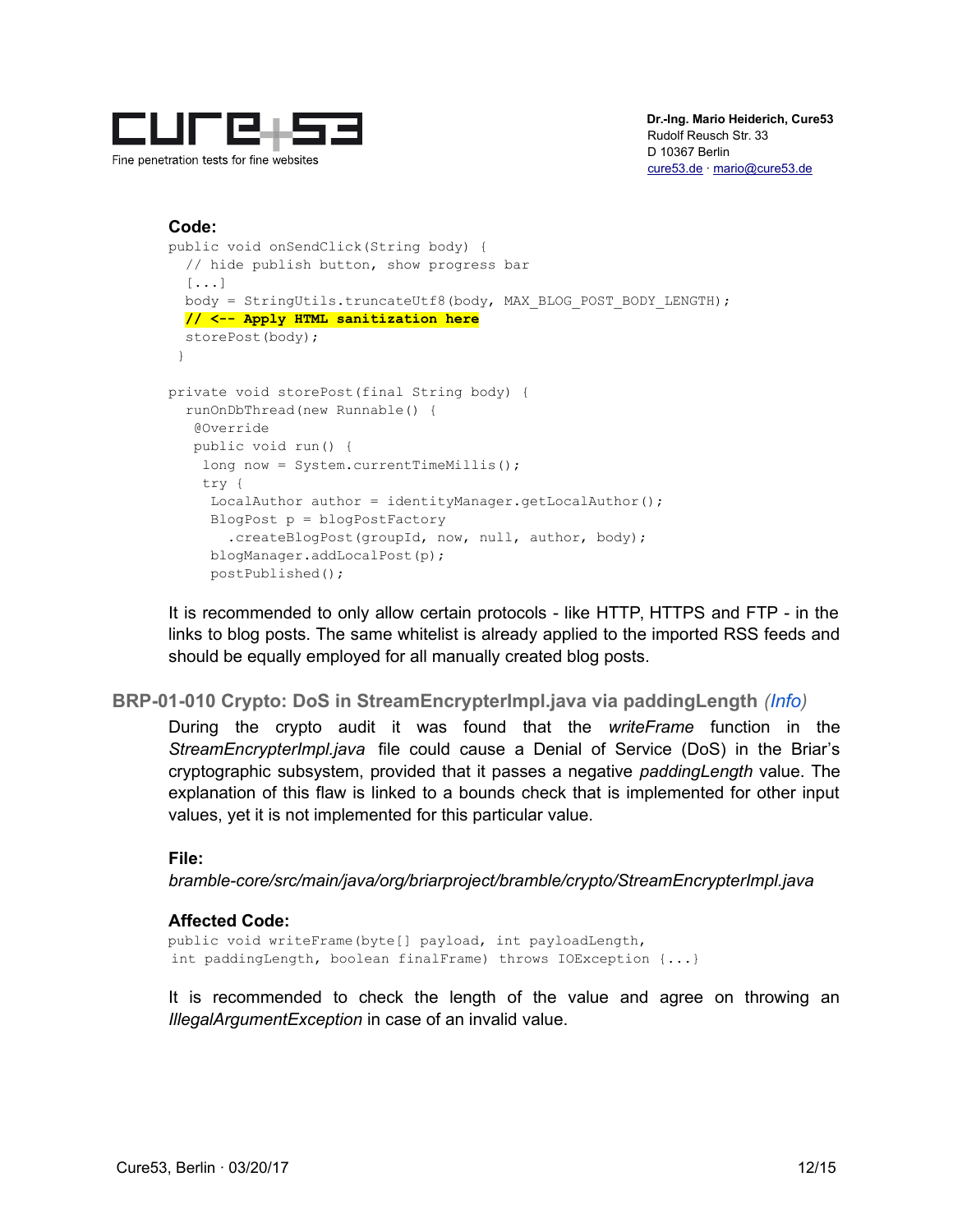**Code:**

```
public void onSendClick(String body) {
  // hide publish button, show progress bar
  [...]
  body = StringUtils.truncateUtf8(body, MAX_BLOG_POST_BODY_LENGTH);
  // <-- Apply HTML sanitization here
  storePost(body);
 }

private void storePost(final String body) {
  runOnDbThread(new Runnable() {
   @Override
   public void run() {
    long now = System.currentTimeMillis();
    try {
     LocalAuthor author = identityManager.getLocalAuthor();
     BlogPost p = blogPostFactory
       .createBlogPost(groupId, now, null, author, body);
     blogManager.addLocalPost(p);
     postPublished();
```

It is recommended to only allow certain protocols - like HTTP, HTTPS and FTP - in the links to blog posts. The same whitelist is already applied to the imported RSS feeds and should be equally employed for all manually created blog posts.

## BRP-01-010 Crypto: DoS in StreamEncrypterImpl.java via paddingLength *(Info)*

During the crypto audit it was found that the *writeFrame* function in the *StreamEncrypterImpl.java* file could cause a Denial of Service (DoS) in the Briar's cryptographic subsystem, provided that it passes a negative *paddingLength* value. The explanation of this flaw is linked to a bounds check that is implemented for other input values, yet it is not implemented for this particular value.

**File:**

*bramble-core/src/main/java/org/briarproject/bramble/crypto/StreamEncrypterImpl.java*

**Affected Code:**

```
public void writeFrame(byte[] payload, int payloadLength,
 int paddingLength, boolean finalFrame) throws IOException {...}
```

It is recommended to check the length of the value and agree on throwing an *IllegalArgumentException* in case of an invalid value.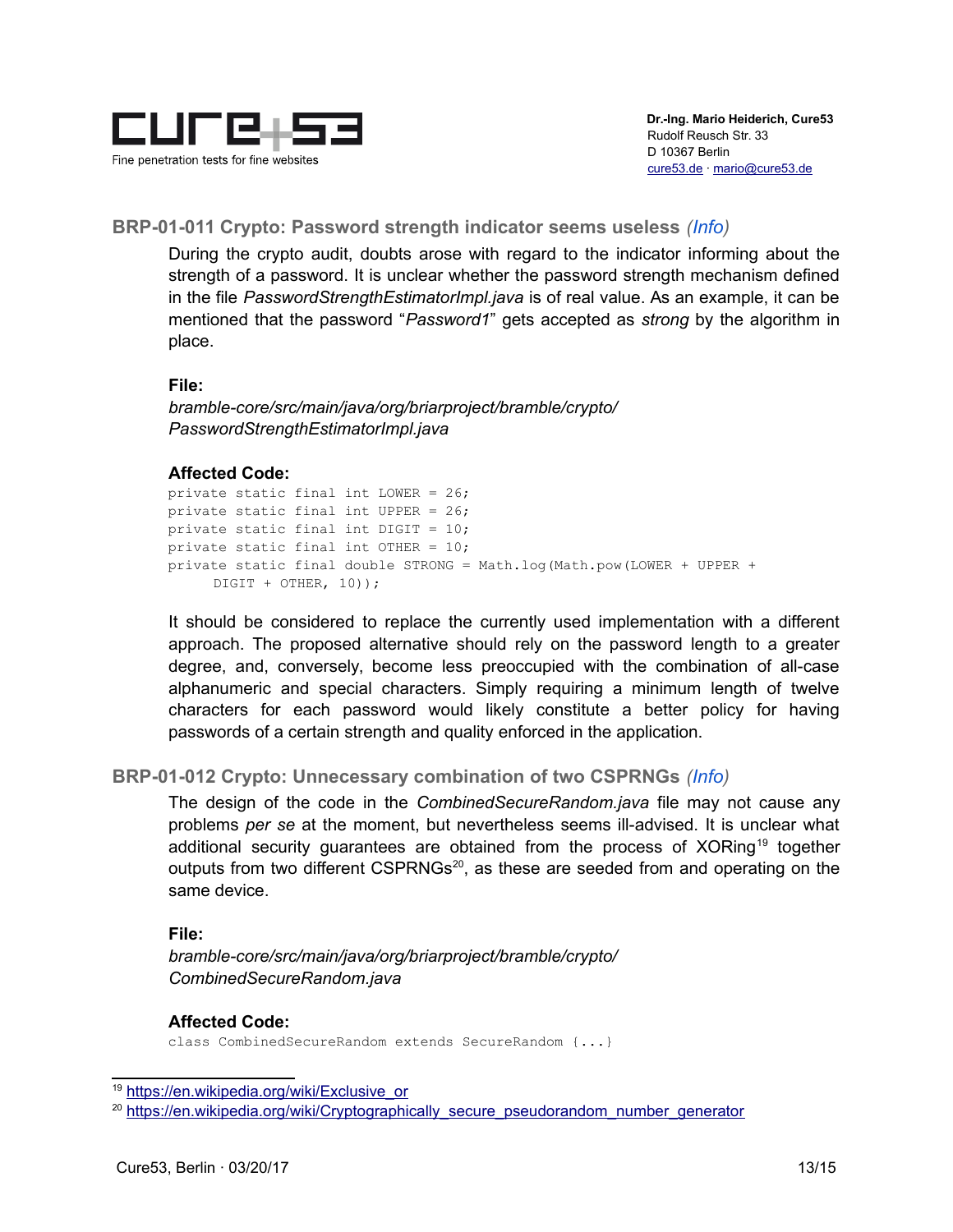## BRP-01-011 Crypto: Password strength indicator seems useless *(Info)*

During the crypto audit, doubts arose with regard to the indicator informing about the strength of a password. It is unclear whether the password strength mechanism defined in the file *PasswordStrengthEstimatorImpl.java* is of real value. As an example, it can be mentioned that the password "*Password1*" gets accepted as *strong* by the algorithm in place.

**File:**

*bramble-core/src/main/java/org/briarproject/bramble/crypto/PasswordStrengthEstimatorImpl.java*

**Affected Code:**

```
private static final int LOWER = 26;
private static final int UPPER = 26;
private static final int DIGIT = 10;
private static final int OTHER = 10;
private static final double STRONG = Math.log(Math.pow(LOWER + UPPER +
      DIGIT + OTHER, 10));
```

It should be considered to replace the currently used implementation with a different approach. The proposed alternative should rely on the password length to a greater degree, and, conversely, become less preoccupied with the combination of all-case alphanumeric and special characters. Simply requiring a minimum length of twelve characters for each password would likely constitute a better policy for having passwords of a certain strength and quality enforced in the application.

## BRP-01-012 Crypto: Unnecessary combination of two CSPRNGs *(Info)*

The design of the code in the *CombinedSecureRandom.java* file may not cause any problems *per se* at the moment, but nevertheless seems ill-advised. It is unclear what additional security guarantees are obtained from the process of XORing[19] together outputs from two different CSPRNGs[20], as these are seeded from and operating on the same device.

**File:**

*bramble-core/src/main/java/org/briarproject/bramble/crypto/CombinedSecureRandom.java*

**Affected Code:**

```
class CombinedSecureRandom extends SecureRandom {...}
```

[19] https://en.wikipedia.org/wiki/Exclusive_or

[20] https://en.wikipedia.org/wiki/Cryptographically_secure_pseudorandom_number_generator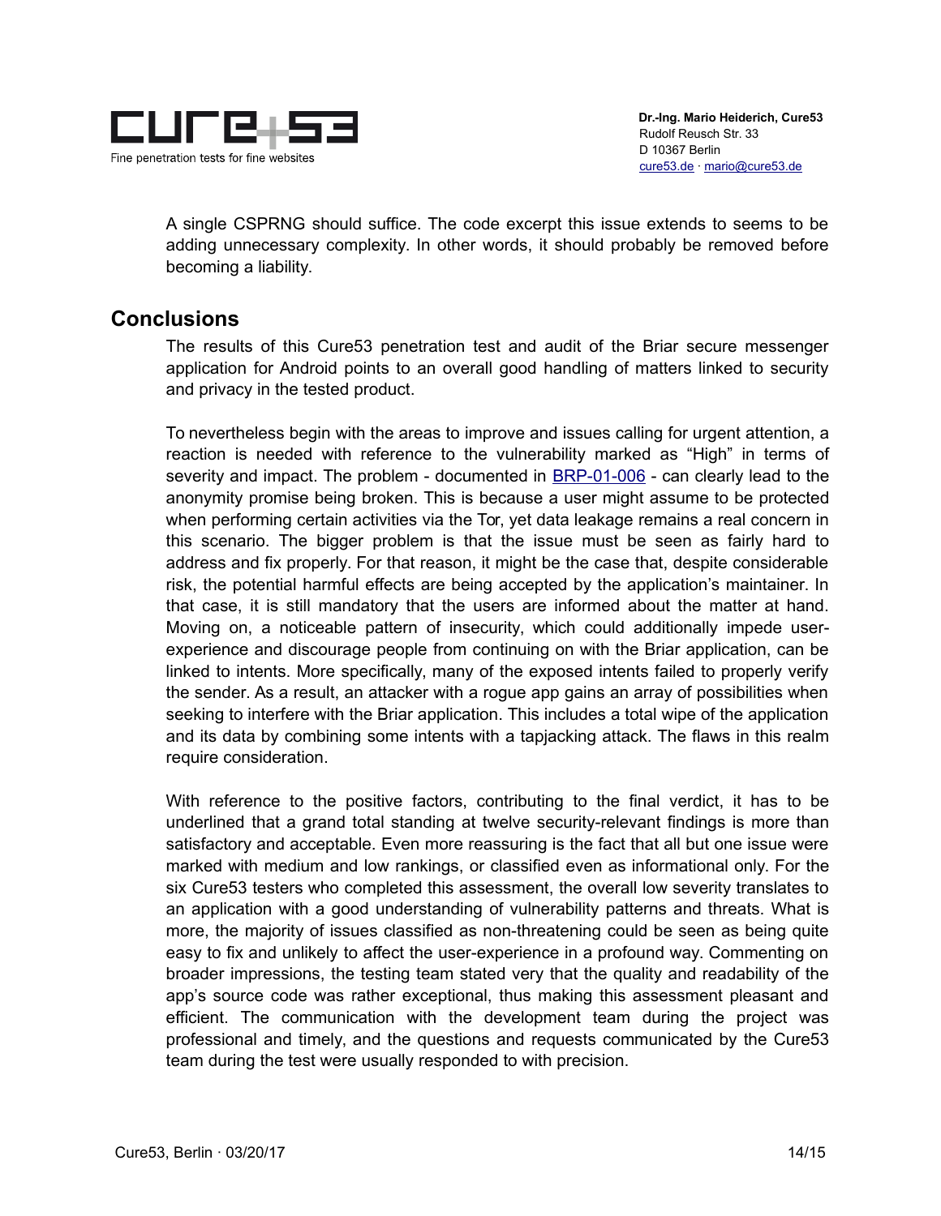A single CSPRNG should suffice. The code excerpt this issue extends to seems to be adding unnecessary complexity. In other words, it should probably be removed before becoming a liability.

## Conclusions

The results of this Cure53 penetration test and audit of the Briar secure messenger application for Android points to an overall good handling of matters linked to security and privacy in the tested product.

To nevertheless begin with the areas to improve and issues calling for urgent attention, a reaction is needed with reference to the vulnerability marked as "High" in terms of severity and impact. The problem - documented in BRP-01-006 - can clearly lead to the anonymity promise being broken. This is because a user might assume to be protected when performing certain activities via the Tor, yet data leakage remains a real concern in this scenario. The bigger problem is that the issue must be seen as fairly hard to address and fix properly. For that reason, it might be the case that, despite considerable risk, the potential harmful effects are being accepted by the application's maintainer. In that case, it is still mandatory that the users are informed about the matter at hand. Moving on, a noticeable pattern of insecurity, which could additionally impede user-experience and discourage people from continuing on with the Briar application, can be linked to intents. More specifically, many of the exposed intents failed to properly verify the sender. As a result, an attacker with a rogue app gains an array of possibilities when seeking to interfere with the Briar application. This includes a total wipe of the application and its data by combining some intents with a tapjacking attack. The flaws in this realm require consideration.

With reference to the positive factors, contributing to the final verdict, it has to be underlined that a grand total standing at twelve security-relevant findings is more than satisfactory and acceptable. Even more reassuring is the fact that all but one issue were marked with medium and low rankings, or classified even as informational only. For the six Cure53 testers who completed this assessment, the overall low severity translates to an application with a good understanding of vulnerability patterns and threats. What is more, the majority of issues classified as non-threatening could be seen as being quite easy to fix and unlikely to affect the user-experience in a profound way. Commenting on broader impressions, the testing team stated very that the quality and readability of the app's source code was rather exceptional, thus making this assessment pleasant and efficient. The communication with the development team during the project was professional and timely, and the questions and requests communicated by the Cure53 team during the test were usually responded to with precision.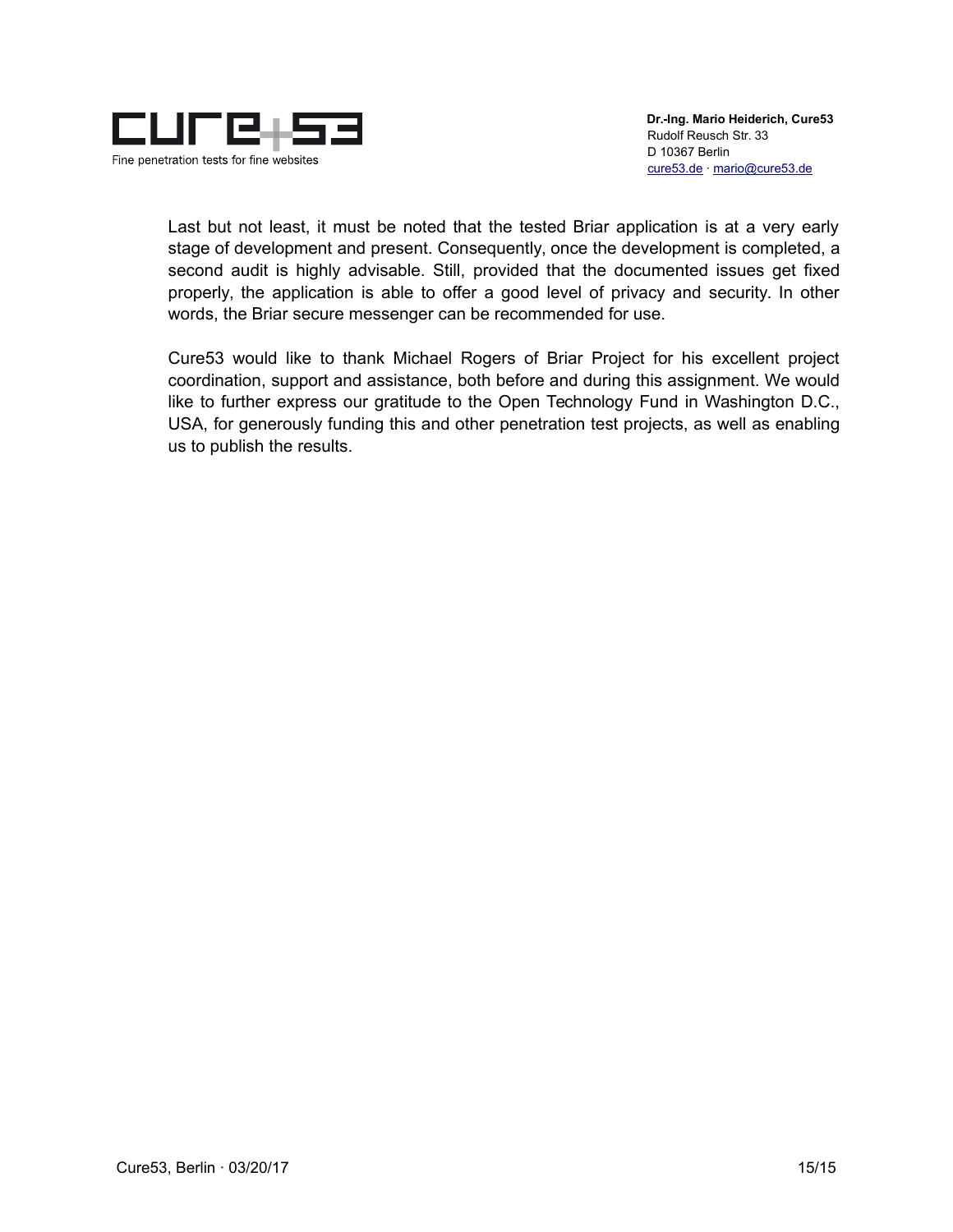Last but not least, it must be noted that the tested Briar application is at a very early stage of development and present. Consequently, once the development is completed, a second audit is highly advisable. Still, provided that the documented issues get fixed properly, the application is able to offer a good level of privacy and security. In other words, the Briar secure messenger can be recommended for use.

Cure53 would like to thank Michael Rogers of Briar Project for his excellent project coordination, support and assistance, both before and during this assignment. We would like to further express our gratitude to the Open Technology Fund in Washington D.C., USA, for generously funding this and other penetration test projects, as well as enabling us to publish the results.